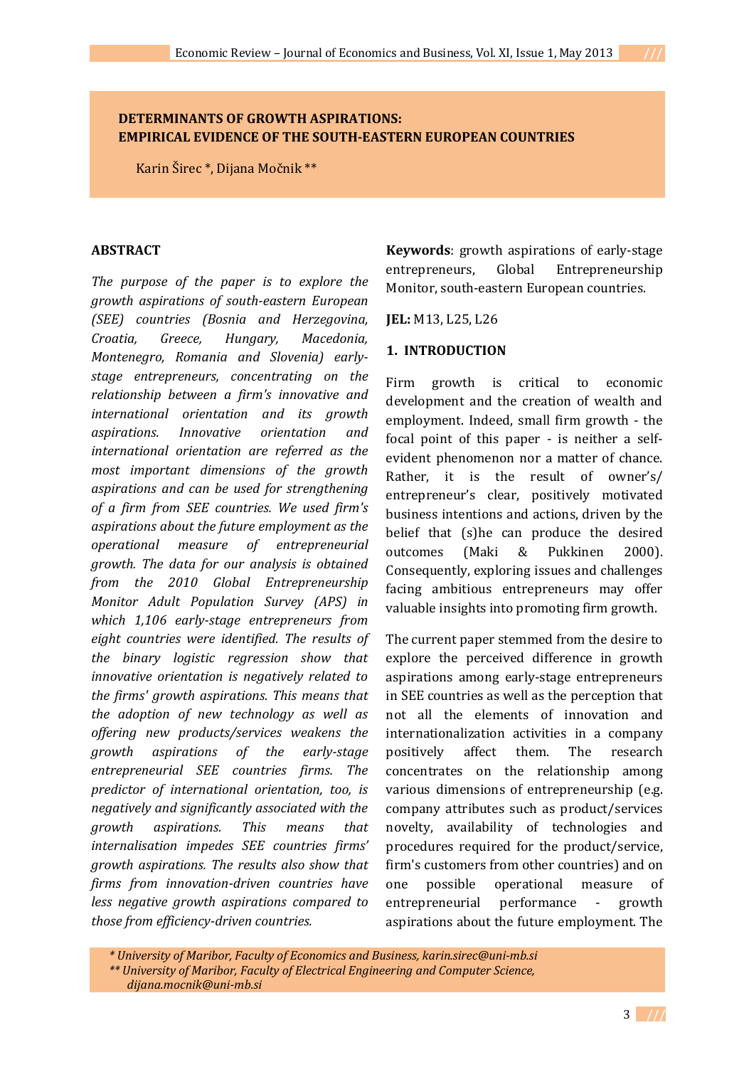# DETERMINANTS OF GROWTH ASPIRATIONS: EMPIRICAL EVIDENCE OF THE SOUTH-EASTERN EUROPEAN COUNTRIES

Karin Širec *, Dijana Močnik **

## ABSTRACT

*The purpose of the paper is to explore the growth aspirations of south-eastern European (SEE) countries (Bosnia and Herzegovina, Croatia, Greece, Hungary, Macedonia, Montenegro, Romania and Slovenia) early-stage entrepreneurs, concentrating on the relationship between a firm's innovative and international orientation and its growth aspirations. Innovative orientation and international orientation are referred as the most important dimensions of the growth aspirations and can be used for strengthening of a firm from SEE countries. We used firm's aspirations about the future employment as the operational measure of entrepreneurial growth. The data for our analysis is obtained from the 2010 Global Entrepreneurship Monitor Adult Population Survey (APS) in which 1,106 early-stage entrepreneurs from eight countries were identified. The results of the binary logistic regression show that innovative orientation is negatively related to the firms' growth aspirations. This means that the adoption of new technology as well as offering new products/services weakens the growth aspirations of the early-stage entrepreneurial SEE countries firms. The predictor of international orientation, too, is negatively and significantly associated with the growth aspirations. This means that internalisation impedes SEE countries firms' growth aspirations. The results also show that firms from innovation-driven countries have less negative growth aspirations compared to those from efficiency-driven countries.*

**Keywords**: growth aspirations of early-stage entrepreneurs, Global Entrepreneurship Monitor, south-eastern European countries.

**JEL:** M13, L25, L26

## 1. INTRODUCTION

Firm growth is critical to economic development and the creation of wealth and employment. Indeed, small firm growth - the focal point of this paper - is neither a self-evident phenomenon nor a matter of chance. Rather, it is the result of owner's/ entrepreneur's clear, positively motivated business intentions and actions, driven by the belief that (s)he can produce the desired outcomes (Maki & Pukkinen 2000). Consequently, exploring issues and challenges facing ambitious entrepreneurs may offer valuable insights into promoting firm growth.

The current paper stemmed from the desire to explore the perceived difference in growth aspirations among early-stage entrepreneurs in SEE countries as well as the perception that not all the elements of innovation and internationalization activities in a company positively affect them. The research concentrates on the relationship among various dimensions of entrepreneurship (e.g. company attributes such as product/services novelty, availability of technologies and procedures required for the product/service, firm's customers from other countries) and on one possible operational measure of entrepreneurial performance - growth aspirations about the future employment. The

\* University of Maribor, Faculty of Economics and Business, karin.sirec@uni-mb.si
\** University of Maribor, Faculty of Electrical Engineering and Computer Science, dijana.mocnik@uni-mb.si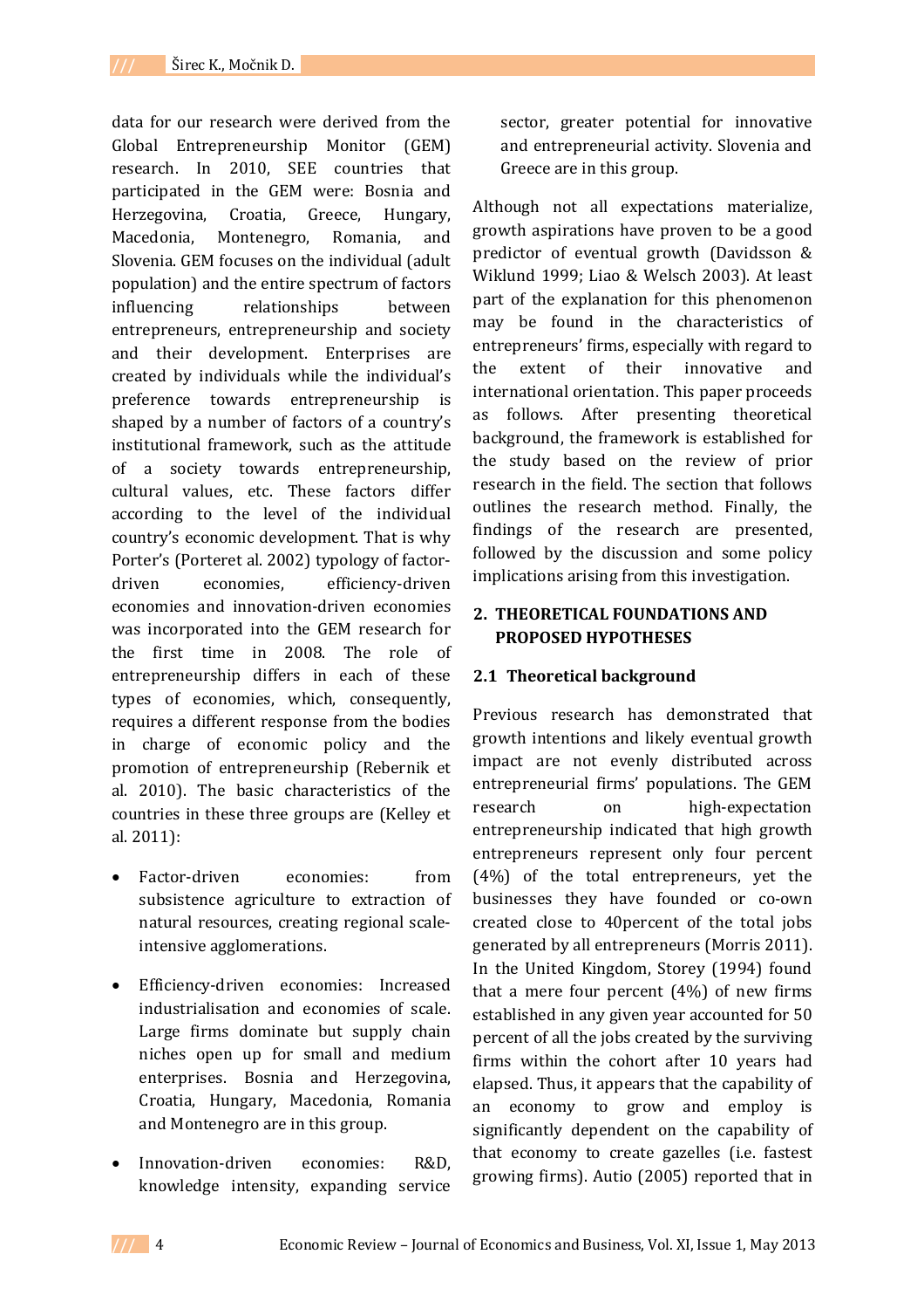data for our research were derived from the Global Entrepreneurship Monitor (GEM) research. In 2010, SEE countries that participated in the GEM were: Bosnia and Herzegovina, Croatia, Greece, Hungary, Macedonia, Montenegro, Romania, and Slovenia. GEM focuses on the individual (adult population) and the entire spectrum of factors influencing relationships between entrepreneurs, entrepreneurship and society and their development. Enterprises are created by individuals while the individual's preference towards entrepreneurship is shaped by a number of factors of a country's institutional framework, such as the attitude of a society towards entrepreneurship, cultural values, etc. These factors differ according to the level of the individual country's economic development. That is why Porter's (Porteret al. 2002) typology of factor-driven economies, efficiency-driven economies and innovation-driven economies was incorporated into the GEM research for the first time in 2008. The role of entrepreneurship differs in each of these types of economies, which, consequently, requires a different response from the bodies in charge of economic policy and the promotion of entrepreneurship (Rebernik et al. 2010). The basic characteristics of the countries in these three groups are (Kelley et al. 2011):

- Factor-driven economies: from subsistence agriculture to extraction of natural resources, creating regional scale-intensive agglomerations.
- Efficiency-driven economies: Increased industrialisation and economies of scale. Large firms dominate but supply chain niches open up for small and medium enterprises. Bosnia and Herzegovina, Croatia, Hungary, Macedonia, Romania and Montenegro are in this group.
- Innovation-driven economies: R&D, knowledge intensity, expanding service sector, greater potential for innovative and entrepreneurial activity. Slovenia and Greece are in this group.

Although not all expectations materialize, growth aspirations have proven to be a good predictor of eventual growth (Davidsson & Wiklund 1999; Liao & Welsch 2003). At least part of the explanation for this phenomenon may be found in the characteristics of entrepreneurs' firms, especially with regard to the extent of their innovative and international orientation. This paper proceeds as follows. After presenting theoretical background, the framework is established for the study based on the review of prior research in the field. The section that follows outlines the research method. Finally, the findings of the research are presented, followed by the discussion and some policy implications arising from this investigation.

## 2. THEORETICAL FOUNDATIONS AND PROPOSED HYPOTHESES

### 2.1 Theoretical background

Previous research has demonstrated that growth intentions and likely eventual growth impact are not evenly distributed across entrepreneurial firms' populations. The GEM research on high-expectation entrepreneurship indicated that high growth entrepreneurs represent only four percent (4%) of the total entrepreneurs, yet the businesses they have founded or co-own created close to 40percent of the total jobs generated by all entrepreneurs (Morris 2011). In the United Kingdom, Storey (1994) found that a mere four percent (4%) of new firms established in any given year accounted for 50 percent of all the jobs created by the surviving firms within the cohort after 10 years had elapsed. Thus, it appears that the capability of an economy to grow and employ is significantly dependent on the capability of that economy to create gazelles (i.e. fastest growing firms). Autio (2005) reported that in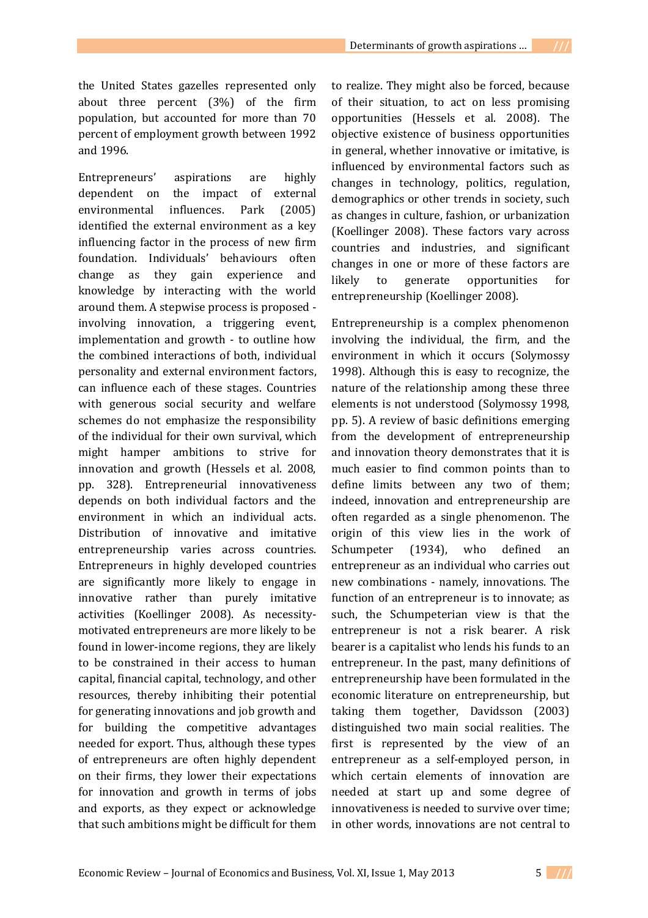the United States gazelles represented only about three percent (3%) of the firm population, but accounted for more than 70 percent of employment growth between 1992 and 1996.

Entrepreneurs' aspirations are highly dependent on the impact of external environmental influences. Park (2005) identified the external environment as a key influencing factor in the process of new firm foundation. Individuals' behaviours often change as they gain experience and knowledge by interacting with the world around them. A stepwise process is proposed - involving innovation, a triggering event, implementation and growth - to outline how the combined interactions of both, individual personality and external environment factors, can influence each of these stages. Countries with generous social security and welfare schemes do not emphasize the responsibility of the individual for their own survival, which might hamper ambitions to strive for innovation and growth (Hessels et al. 2008, pp. 328). Entrepreneurial innovativeness depends on both individual factors and the environment in which an individual acts. Distribution of innovative and imitative entrepreneurship varies across countries. Entrepreneurs in highly developed countries are significantly more likely to engage in innovative rather than purely imitative activities (Koellinger 2008). As necessity-motivated entrepreneurs are more likely to be found in lower-income regions, they are likely to be constrained in their access to human capital, financial capital, technology, and other resources, thereby inhibiting their potential for generating innovations and job growth and for building the competitive advantages needed for export. Thus, although these types of entrepreneurs are often highly dependent on their firms, they lower their expectations for innovation and growth in terms of jobs and exports, as they expect or acknowledge that such ambitions might be difficult for them to realize. They might also be forced, because of their situation, to act on less promising opportunities (Hessels et al. 2008). The objective existence of business opportunities in general, whether innovative or imitative, is influenced by environmental factors such as changes in technology, politics, regulation, demographics or other trends in society, such as changes in culture, fashion, or urbanization (Koellinger 2008). These factors vary across countries and industries, and significant changes in one or more of these factors are likely to generate opportunities for entrepreneurship (Koellinger 2008).

Entrepreneurship is a complex phenomenon involving the individual, the firm, and the environment in which it occurs (Solymossy 1998). Although this is easy to recognize, the nature of the relationship among these three elements is not understood (Solymossy 1998, pp. 5). A review of basic definitions emerging from the development of entrepreneurship and innovation theory demonstrates that it is much easier to find common points than to define limits between any two of them; indeed, innovation and entrepreneurship are often regarded as a single phenomenon. The origin of this view lies in the work of Schumpeter (1934), who defined an entrepreneur as an individual who carries out new combinations - namely, innovations. The function of an entrepreneur is to innovate; as such, the Schumpeterian view is that the entrepreneur is not a risk bearer. A risk bearer is a capitalist who lends his funds to an entrepreneur. In the past, many definitions of entrepreneurship have been formulated in the economic literature on entrepreneurship, but taking them together, Davidsson (2003) distinguished two main social realities. The first is represented by the view of an entrepreneur as a self-employed person, in which certain elements of innovation are needed at start up and some degree of innovativeness is needed to survive over time; in other words, innovations are not central to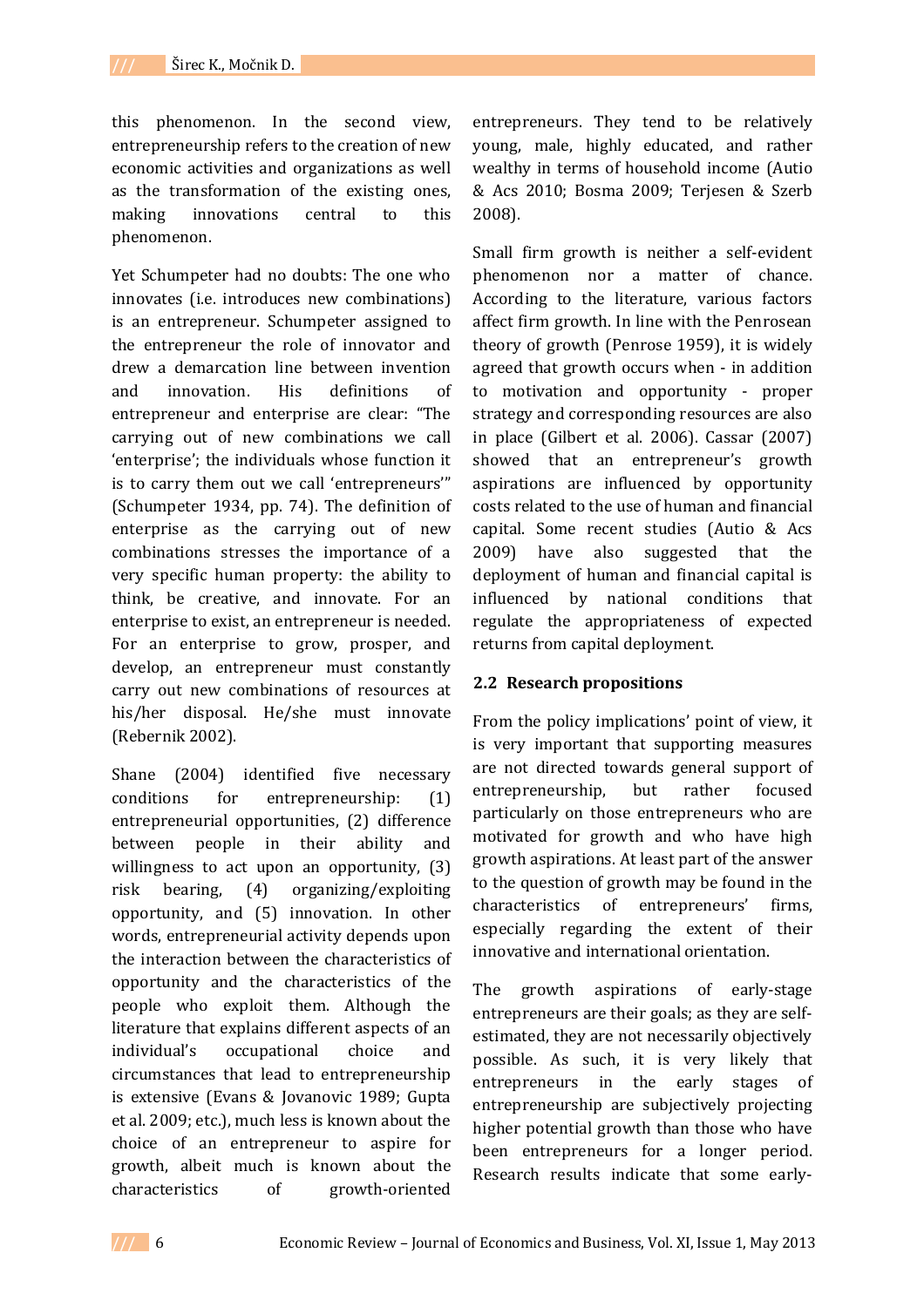this phenomenon. In the second view, entrepreneurship refers to the creation of new economic activities and organizations as well as the transformation of the existing ones, making innovations central to this phenomenon.

Yet Schumpeter had no doubts: The one who innovates (i.e. introduces new combinations) is an entrepreneur. Schumpeter assigned to the entrepreneur the role of innovator and drew a demarcation line between invention and innovation. His definitions of entrepreneur and enterprise are clear: "The carrying out of new combinations we call 'enterprise'; the individuals whose function it is to carry them out we call 'entrepreneurs'" (Schumpeter 1934, pp. 74). The definition of enterprise as the carrying out of new combinations stresses the importance of a very specific human property: the ability to think, be creative, and innovate. For an enterprise to exist, an entrepreneur is needed. For an enterprise to grow, prosper, and develop, an entrepreneur must constantly carry out new combinations of resources at his/her disposal. He/she must innovate (Rebernik 2002).

Shane (2004) identified five necessary conditions for entrepreneurship: (1) entrepreneurial opportunities, (2) difference between people in their ability and willingness to act upon an opportunity, (3) risk bearing, (4) organizing/exploiting opportunity, and (5) innovation. In other words, entrepreneurial activity depends upon the interaction between the characteristics of the opportunity and the characteristics of the people who exploit them. Although the literature that explains different aspects of an individual's occupational choice and circumstances that lead to entrepreneurship is extensive (Evans & Jovanovic 1989; Gupta et al. 2009; etc.), much less is known about the choice of an entrepreneur to aspire for growth, albeit much is known about the characteristics of growth-oriented entrepreneurs. They tend to be relatively young, male, highly educated, and rather wealthy in terms of household income (Autio & Acs 2010; Bosma 2009; Terjesen & Szerb 2008).

Small firm growth is neither a self-evident phenomenon nor a matter of chance. According to the literature, various factors affect firm growth. In line with the Penrosean theory of growth (Penrose 1959), it is widely agreed that growth occurs when - in addition to motivation and opportunity - proper strategy and corresponding resources are also in place (Gilbert et al. 2006). Cassar (2007) showed that an entrepreneur's growth aspirations are influenced by opportunity costs related to the use of human and financial capital. Some recent studies (Autio & Acs 2009) have also suggested that the deployment of human and financial capital is influenced by national conditions that regulate the appropriateness of expected returns from capital deployment.

## 2.2 Research propositions

From the policy implications' point of view, it is very important that supporting measures are not directed towards general support of entrepreneurship, but rather focused particularly on those entrepreneurs who are motivated for growth and who have high growth aspirations. At least part of the answer to the question of growth may be found in the characteristics of entrepreneurs' firms, especially regarding the extent of their innovative and international orientation.

The growth aspirations of early-stage entrepreneurs are their goals; as they are self-estimated, they are not necessarily objectively possible. As such, it is very likely that entrepreneurs in the early stages of entrepreneurship are subjectively projecting higher potential growth than those who have been entrepreneurs for a longer period. Research results indicate that some early-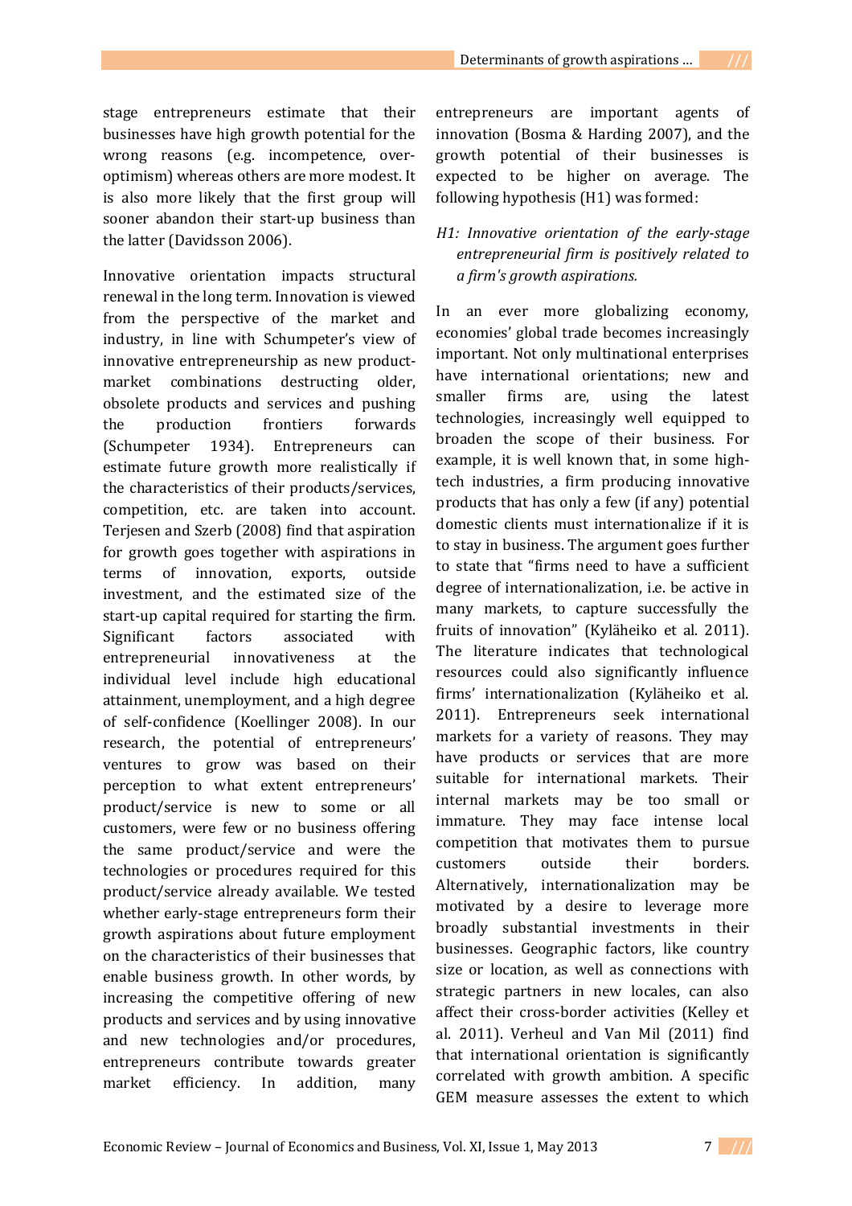stage entrepreneurs estimate that their businesses have high growth potential for the wrong reasons (e.g. incompetence, over-optimism) whereas others are more modest. It is also more likely that the first group will sooner abandon their start-up business than the latter (Davidsson 2006).

Innovative orientation impacts structural renewal in the long term. Innovation is viewed from the perspective of the market and industry, in line with Schumpeter's view of innovative entrepreneurship as new product-market combinations destructing older, obsolete products and services and pushing the production frontiers forwards (Schumpeter 1934). Entrepreneurs can estimate future growth more realistically if the characteristics of their products/services, competition, etc. are taken into account. Terjesen and Szerb (2008) find that aspiration for growth goes together with aspirations in terms of innovation, exports, outside investment, and the estimated size of the start-up capital required for starting the firm. Significant factors associated with entrepreneurial innovativeness at the individual level include high educational attainment, unemployment, and a high degree of self-confidence (Koellinger 2008). In our research, the potential of entrepreneurs' ventures to grow was based on their perception to what extent entrepreneurs' product/service is new to some or all customers, were few or no business offering the same product/service and were the technologies or procedures required for this product/service already available. We tested whether early-stage entrepreneurs form their growth aspirations about future employment on the characteristics of their businesses that enable business growth. In other words, by increasing the competitive offering of new products and services and by using innovative and new technologies and/or procedures, entrepreneurs contribute towards greater market efficiency. In addition, many entrepreneurs are important agents of innovation (Bosma & Harding 2007), and the growth potential of their businesses is expected to be higher on average. The following hypothesis (H1) was formed:

*H1: Innovative orientation of the early-stage entrepreneurial firm is positively related to a firm's growth aspirations.*

In an ever more globalizing economy, economies' global trade becomes increasingly important. Not only multinational enterprises have international orientations; new and smaller firms are, using the latest technologies, increasingly well equipped to broaden the scope of their business. For example, it is well known that, in some high-tech industries, a firm producing innovative products that has only a few (if any) potential domestic clients must internationalize if it is to stay in business. The argument goes further to state that "firms need to have a sufficient degree of internationalization, i.e. be active in many markets, to capture successfully the fruits of innovation" (Kyläheiko et al. 2011). The literature indicates that technological resources could also significantly influence firms' internationalization (Kyläheiko et al. 2011). Entrepreneurs seek international markets for a variety of reasons. They may have products or services that are more suitable for international markets. Their internal markets may be too small or immature. They may face intense local competition that motivates them to pursue customers outside their borders. Alternatively, internationalization may be motivated by a desire to leverage more broadly substantial investments in their businesses. Geographic factors, like country size or location, as well as connections with strategic partners in new locales, can also affect their cross-border activities (Kelley et al. 2011). Verheul and Van Mil (2011) find that international orientation is significantly correlated with growth ambition. A specific GEM measure assesses the extent to which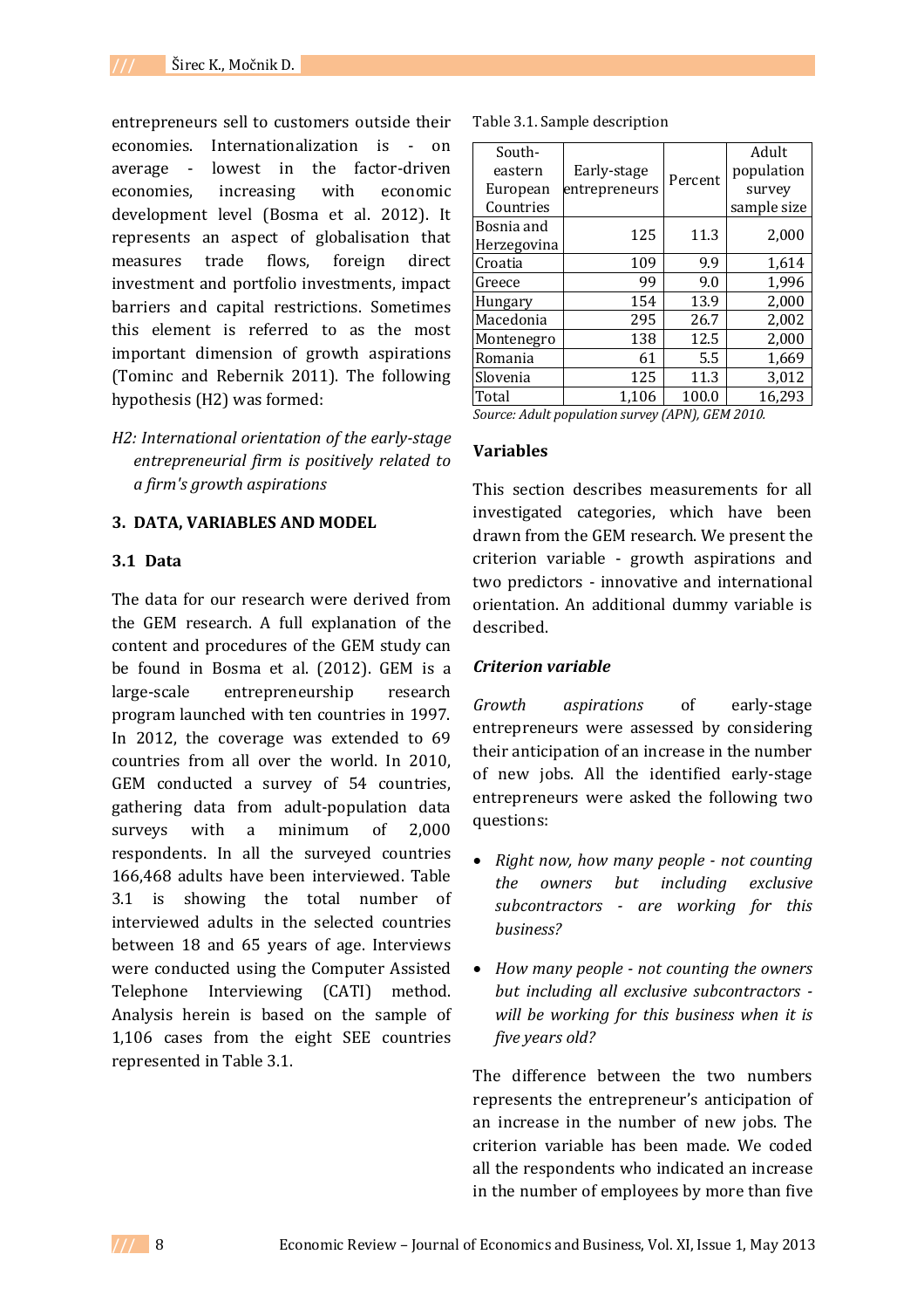entrepreneurs sell to customers outside their economies. Internationalization is - on average - lowest in the factor-driven economies, increasing with economic development level (Bosma et al. 2012). It represents an aspect of globalisation that measures trade flows, foreign direct investment and portfolio investments, impact barriers and capital restrictions. Sometimes this element is referred to as the most important dimension of growth aspirations (Tominc and Rebernik 2011). The following hypothesis (H2) was formed:

*H2: International orientation of the early-stage entrepreneurial firm is positively related to a firm's growth aspirations*

## 3. DATA, VARIABLES AND MODEL

### 3.1 Data

The data for our research were derived from the GEM research. A full explanation of the content and procedures of the GEM study can be found in Bosma et al. (2012). GEM is a large-scale entrepreneurship research program launched with ten countries in 1997. In 2012, the coverage was extended to 69 countries from all over the world. In 2010, GEM conducted a survey of 54 countries, gathering data from adult-population data surveys with a minimum of 2,000 respondents. In all the surveyed countries 166,468 adults have been interviewed. Table 3.1 is showing the total number of interviewed adults in the selected countries between 18 and 65 years of age. Interviews were conducted using the Computer Assisted Telephone Interviewing (CATI) method. Analysis herein is based on the sample of 1,106 cases from the eight SEE countries represented in Table 3.1.

Table 3.1. Sample description

| South-eastern European Countries | Early-stage entrepreneurs | Percent | Adult population survey sample size |
|---|---|---|---|
| Bosnia and Herzegovina | 125 | 11.3 | 2,000 |
| Croatia | 109 | 9.9 | 1,614 |
| Greece | 99 | 9.0 | 1,996 |
| Hungary | 154 | 13.9 | 2,000 |
| Macedonia | 295 | 26.7 | 2,002 |
| Montenegro | 138 | 12.5 | 2,000 |
| Romania | 61 | 5.5 | 1,669 |
| Slovenia | 125 | 11.3 | 3,012 |
| Total | 1,106 | 100.0 | 16,293 |

*Source: Adult population survey (APN), GEM 2010.*

### Variables

This section describes measurements for all investigated categories, which have been drawn from the GEM research. We present the criterion variable - growth aspirations and two predictors - innovative and international orientation. An additional dummy variable is described.

#### *Criterion variable*

*Growth aspirations* of early-stage entrepreneurs were assessed by considering their anticipation of an increase in the number of new jobs. All the identified early-stage entrepreneurs were asked the following two questions:

- *Right now, how many people - not counting the owners but including exclusive subcontractors - are working for this business?*
- *How many people - not counting the owners but including all exclusive subcontractors - will be working for this business when it is five years old?*

The difference between the two numbers represents the entrepreneur's anticipation of an increase in the number of new jobs. The criterion variable has been made. We coded all the respondents who indicated an increase in the number of employees by more than five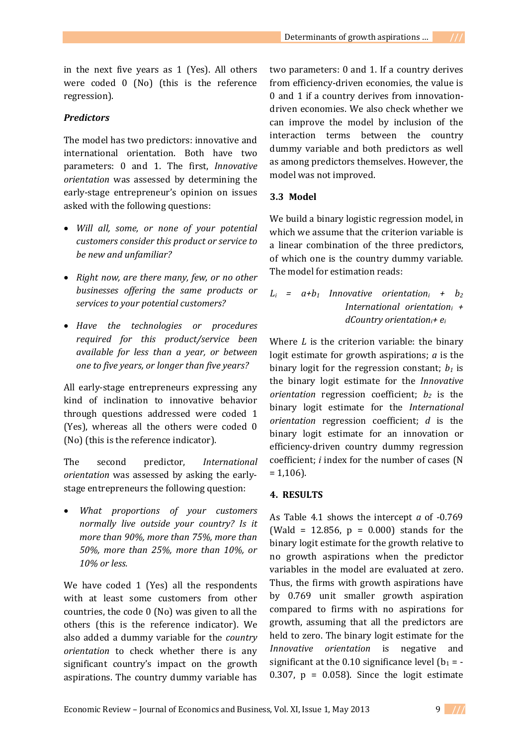in the next five years as 1 (Yes). All others were coded 0 (No) (this is the reference regression).

***Predictors***

The model has two predictors: innovative and international orientation. Both have two parameters: 0 and 1. The first, *Innovative orientation* was assessed by determining the early-stage entrepreneur's opinion on issues asked with the following questions:

- *Will all, some, or none of your potential customers consider this product or service to be new and unfamiliar?*
- *Right now, are there many, few, or no other businesses offering the same products or services to your potential customers?*
- *Have the technologies or procedures required for this product/service been available for less than a year, or between one to five years, or longer than five years?*

All early-stage entrepreneurs expressing any kind of inclination to innovative behavior through questions addressed were coded 1 (Yes), whereas all the others were coded 0 (No) (this is the reference indicator).

The second predictor, *International orientation* was assessed by asking the early-stage entrepreneurs the following question:

- *What proportions of your customers normally live outside your country? Is it more than 90%, more than 75%, more than 50%, more than 25%, more than 10%, or 10% or less.*

We have coded 1 (Yes) all the respondents with at least some customers from other countries, the code 0 (No) was given to all the others (this is the reference indicator). We also added a dummy variable for the *country orientation* to check whether there is any significant country's impact on the growth aspirations. The country dummy variable has two parameters: 0 and 1. If a country derives from efficiency-driven economies, the value is 0 and 1 if a country derives from innovation-driven economies. We also check whether we can improve the model by inclusion of the interaction terms between the country dummy variable and both predictors as well as among predictors themselves. However, the model was not improved.

### 3.3 Model

We build a binary logistic regression model, in which we assume that the criterion variable is a linear combination of the three predictors, of which one is the country dummy variable. The model for estimation reads:

$$L_i = a + b_1 \; Innovative \; orientation_i + b_2 \; International \; orientation_i + dCountry \; orientation_i + e_i$$

Where $L$ is the criterion variable: the binary logit estimate for growth aspirations; $a$ is the binary logit for the regression constant; $b_1$ is the binary logit estimate for the *Innovative orientation* regression coefficient; $b_2$ is the binary logit estimate for the *International orientation* regression coefficient; $d$ is the binary logit estimate for an innovation or efficiency-driven country dummy regression coefficient; $i$ index for the number of cases (N = 1,106).

## 4. RESULTS

As Table 4.1 shows the intercept $a$ of -0.769 (Wald = 12.856, p = 0.000) stands for the binary logit estimate for the growth relative to no growth aspirations when the predictor variables in the model are evaluated at zero. Thus, the firms with growth aspirations have by 0.769 unit smaller growth aspiration compared to firms with no aspirations for growth, assuming that all the predictors are held to zero. The binary logit estimate for the *Innovative orientation* is negative and significant at the 0.10 significance level ($b_1 = -0.307$, $p = 0.058$). Since the logit estimate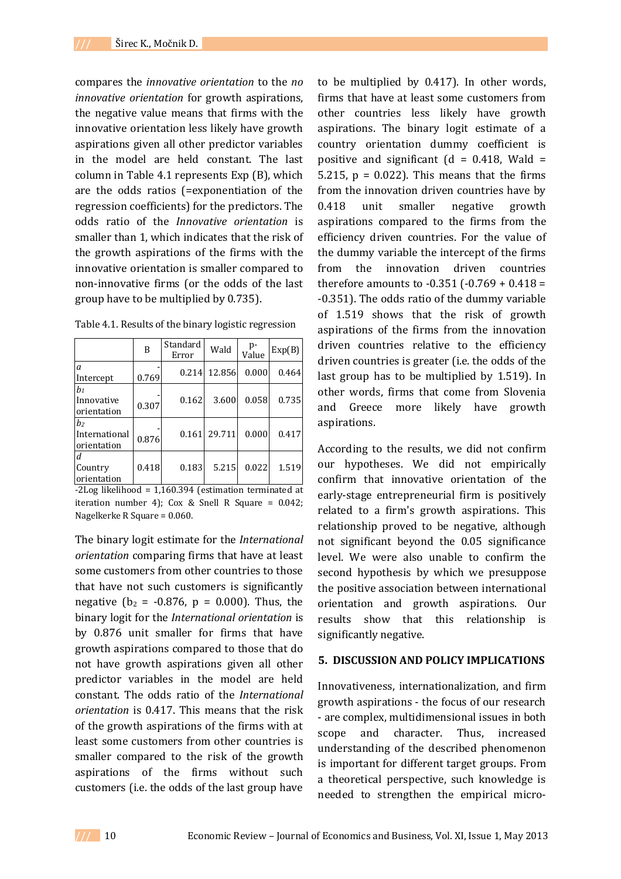compares the *innovative orientation* to the *no innovative orientation* for growth aspirations, the negative value means that firms with the innovative orientation less likely have growth aspirations given all other predictor variables in the model are held constant. The last column in Table 4.1 represents Exp (B), which are the odds ratios (=exponentiation of the regression coefficients) for the predictors. The odds ratio of the *Innovative orientation* is smaller than 1, which indicates that the risk of the growth aspirations of the firms with the innovative orientation is smaller compared to non-innovative firms (or the odds of the last group have to be multiplied by 0.735).

Table 4.1. Results of the binary logistic regression

| | B | Standard Error | Wald | p-Value | Exp(B) |
|---|---|---|---|---|---|
| *a* Intercept | -0.769 | 0.214 | 12.856 | 0.000 | 0.464 |
| $b_1$ Innovative orientation | -0.307 | 0.162 | 3.600 | 0.058 | 0.735 |
| $b_2$ International orientation | -0.876 | 0.161 | 29.711 | 0.000 | 0.417 |
| *d* Country orientation | 0.418 | 0.183 | 5.215 | 0.022 | 1.519 |

-2Log likelihood = 1,160.394 (estimation terminated at iteration number 4); Cox & Snell R Square = 0.042; Nagelkerke R Square = 0.060.

The binary logit estimate for the *International orientation* comparing firms that have at least some customers from other countries to those that have not such customers is significantly negative ($b_2$ = -0.876, p = 0.000). Thus, the binary logit for the *International orientation* is by 0.876 unit smaller for firms that have growth aspirations compared to those that do not have growth aspirations given all other predictor variables in the model are held constant. The odds ratio of the *International orientation* is 0.417. This means that the risk of the growth aspirations of the firms with at least some customers from other countries is smaller compared to the risk of the growth aspirations of the firms without such customers (i.e. the odds of the last group have to be multiplied by 0.417). In other words, firms that have at least some customers from other countries less likely have growth aspirations. The binary logit estimate of a country orientation dummy coefficient is positive and significant (d = 0.418, Wald = 5.215, p = 0.022). This means that the firms from the innovation driven countries have by 0.418 unit smaller negative growth aspirations compared to the firms from the efficiency driven countries. For the value of the dummy variable the intercept of the firms from the innovation driven countries therefore amounts to -0.351 (-0.769 + 0.418 = -0.351). The odds ratio of the dummy variable of 1.519 shows that the risk of growth aspirations of the firms from the innovation driven countries relative to the efficiency driven countries is greater (i.e. the odds of the last group has to be multiplied by 1.519). In other words, firms that come from Slovenia and Greece more likely have growth aspirations.

According to the results, we did not confirm our hypotheses. We did not empirically confirm that innovative orientation of the early-stage entrepreneurial firm is positively related to a firm's growth aspirations. This relationship proved to be negative, although not significant beyond the 0.05 significance level. We were also unable to confirm the second hypothesis by which we presuppose the positive association between international orientation and growth aspirations. Our results show that this relationship is significantly negative.

## 5. DISCUSSION AND POLICY IMPLICATIONS

Innovativeness, internationalization, and firm growth aspirations - the focus of our research - are complex, multidimensional issues in both scope and character. Thus, increased understanding of the described phenomenon is important for different target groups. From a theoretical perspective, such knowledge is needed to strengthen the empirical micro-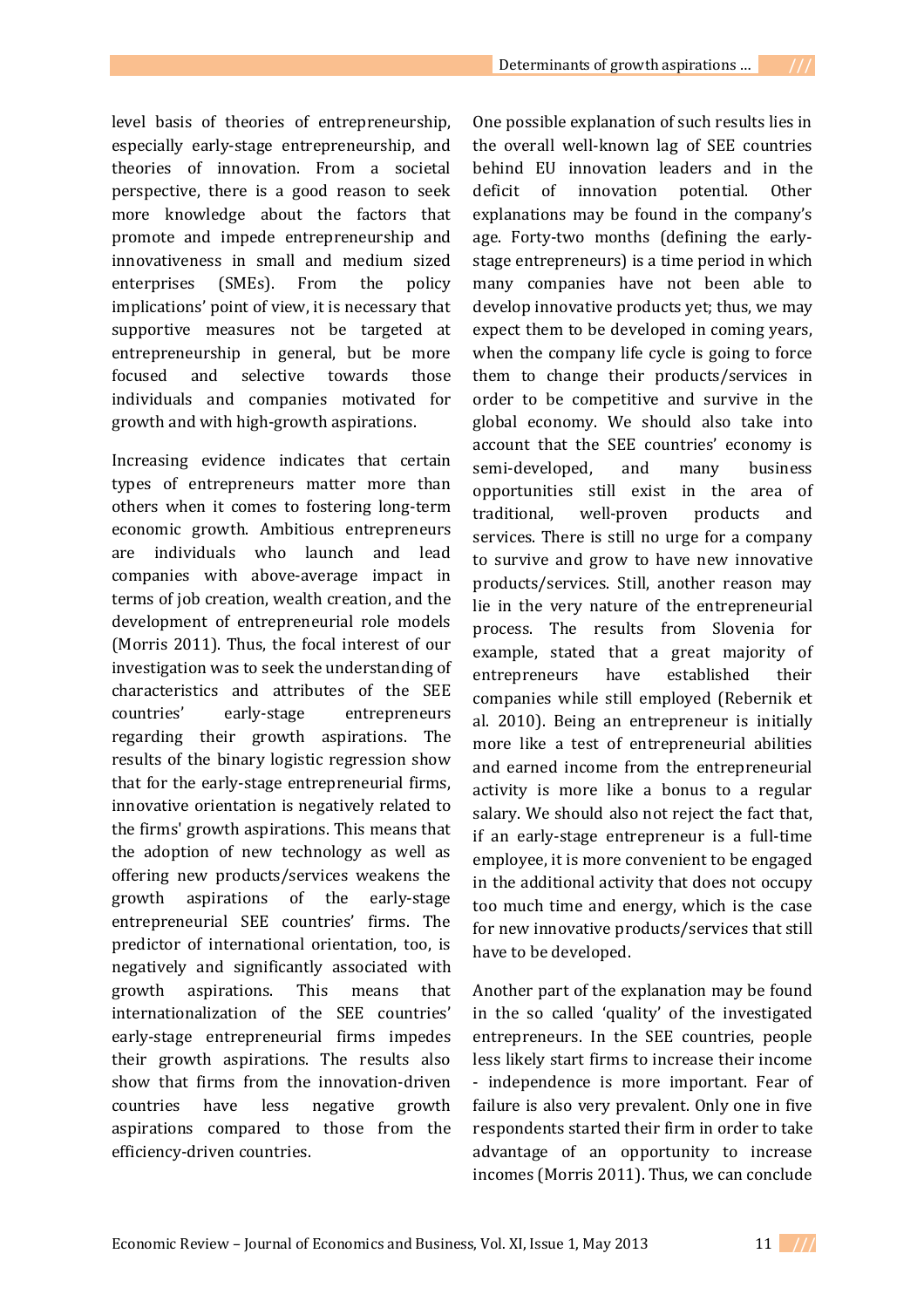level basis of theories of entrepreneurship, especially early-stage entrepreneurship, and theories of innovation. From a societal perspective, there is a good reason to seek more knowledge about the factors that promote and impede entrepreneurship and innovativeness in small and medium sized enterprises (SMEs). From the policy implications' point of view, it is necessary that supportive measures not be targeted at entrepreneurship in general, but be more focused and selective towards those individuals and companies motivated for growth and with high-growth aspirations.

Increasing evidence indicates that certain types of entrepreneurs matter more than others when it comes to fostering long-term economic growth. Ambitious entrepreneurs are individuals who launch and lead companies with above-average impact in terms of job creation, wealth creation, and the development of entrepreneurial role models (Morris 2011). Thus, the focal interest of our investigation was to seek the understanding of characteristics and attributes of the SEE countries' early-stage entrepreneurs regarding their growth aspirations. The results of the binary logistic regression show that for the early-stage entrepreneurial firms, innovative orientation is negatively related to the firms' growth aspirations. This means that the adoption of new technology as well as offering new products/services weakens the growth aspirations of the early-stage entrepreneurial SEE countries' firms. The predictor of international orientation, too, is negatively and significantly associated with growth aspirations. This means that internationalization of the SEE countries' early-stage entrepreneurial firms impedes their growth aspirations. The results also show that firms from the innovation-driven countries have less negative growth aspirations compared to those from the efficiency-driven countries.

One possible explanation of such results lies in the overall well-known lag of SEE countries behind EU innovation leaders and in the deficit of innovation potential. Other explanations may be found in the company's age. Forty-two months (defining the early-stage entrepreneurs) is a time period in which many companies have not been able to develop innovative products yet; thus, we may expect them to be developed in coming years, when the company life cycle is going to force them to change their products/services in order to be competitive and survive in the global economy. We should also take into account that the SEE countries' economy is semi-developed, and many business opportunities still exist in the area of traditional, well-proven products and services. There is still no urge for a company to survive and grow to have new innovative products/services. Still, another reason may lie in the very nature of the entrepreneurial process. The results from Slovenia for example, stated that a great majority of entrepreneurs have established their companies while still employed (Rebernik et al. 2010). Being an entrepreneur is initially more like a test of entrepreneurial abilities and earned income from the entrepreneurial activity is more like a bonus to a regular salary. We should also not reject the fact that, if an early-stage entrepreneur is a full-time employee, it is more convenient to be engaged in the additional activity that does not occupy too much time and energy, which is the case for new innovative products/services that still have to be developed.

Another part of the explanation may be found in the so called 'quality' of the investigated entrepreneurs. In the SEE countries, people less likely start firms to increase their income - independence is more important. Fear of failure is also very prevalent. Only one in five respondents started their firm in order to take advantage of an opportunity to increase incomes (Morris 2011). Thus, we can conclude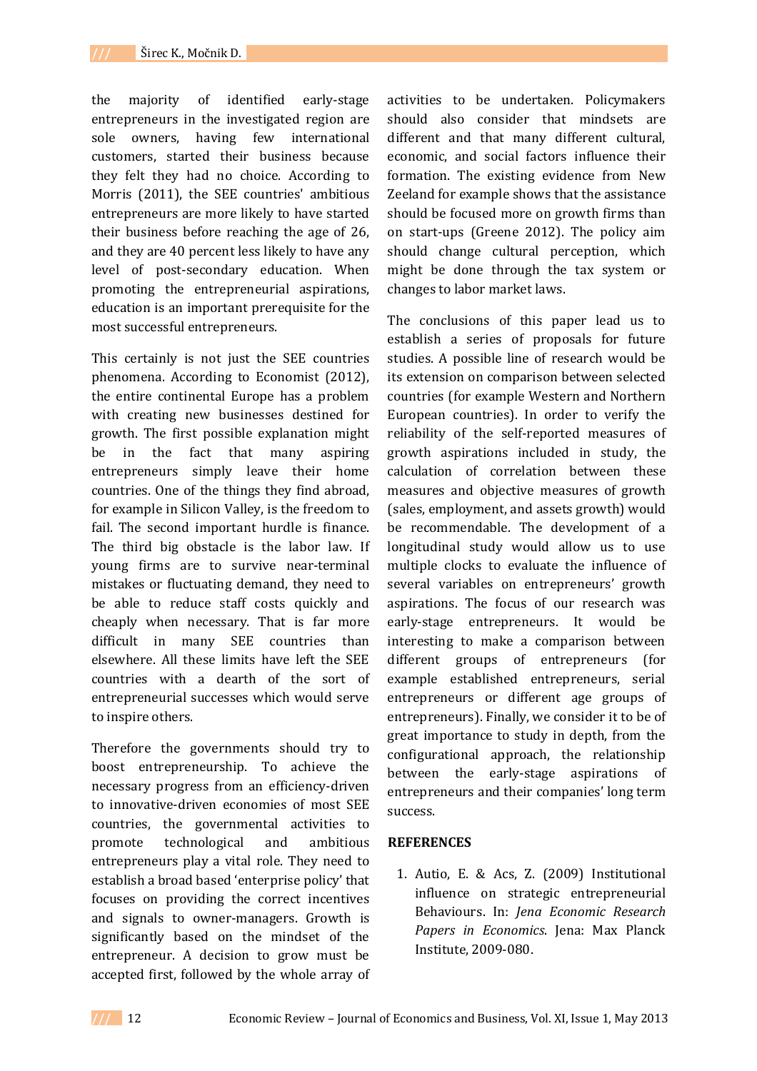the majority of identified early-stage entrepreneurs in the investigated region are sole owners, having few international customers, started their business because they felt they had no choice. According to Morris (2011), the SEE countries' ambitious entrepreneurs are more likely to have started their business before reaching the age of 26, and they are 40 percent less likely to have any level of post-secondary education. When promoting the entrepreneurial aspirations, education is an important prerequisite for the most successful entrepreneurs.

This certainly is not just the SEE countries phenomena. According to Economist (2012), the entire continental Europe has a problem with creating new businesses destined for growth. The first possible explanation might be in the fact that many aspiring entrepreneurs simply leave their home countries. One of the things they find abroad, for example in Silicon Valley, is the freedom to fail. The second important hurdle is finance. The third big obstacle is the labor law. If young firms are to survive near-terminal mistakes or fluctuating demand, they need to be able to reduce staff costs quickly and cheaply when necessary. That is far more difficult in many SEE countries than elsewhere. All these limits have left the SEE countries with a dearth of the sort of entrepreneurial successes which would serve to inspire others.

Therefore the governments should try to boost entrepreneurship. To achieve the necessary progress from an efficiency-driven to innovative-driven economies of most SEE countries, the governmental activities to promote technological and ambitious entrepreneurs play a vital role. They need to establish a broad based 'enterprise policy' that focuses on providing the correct incentives and signals to owner-managers. Growth is significantly based on the mindset of the entrepreneur. A decision to grow must be accepted first, followed by the whole array of activities to be undertaken. Policymakers should also consider that mindsets are different and that many different cultural, economic, and social factors influence their formation. The existing evidence from New Zeeland for example shows that the assistance should be focused more on growth firms than on start-ups (Greene 2012). The policy aim should change cultural perception, which might be done through the tax system or changes to labor market laws.

The conclusions of this paper lead us to establish a series of proposals for future studies. A possible line of research would be its extension on comparison between selected countries (for example Western and Northern European countries). In order to verify the reliability of the self-reported measures of growth aspirations included in study, the calculation of correlation between these measures and objective measures of growth (sales, employment, and assets growth) would be recommendable. The development of a longitudinal study would allow us to use multiple clocks to evaluate the influence of several variables on entrepreneurs' growth aspirations. The focus of our research was early-stage entrepreneurs. It would be interesting to make a comparison between different groups of entrepreneurs (for example established entrepreneurs, serial entrepreneurs or different age groups of entrepreneurs). Finally, we consider it to be of great importance to study in depth, from the configurational approach, the relationship between the early-stage aspirations of entrepreneurs and their companies' long term success.

## REFERENCES

1. Autio, E. & Acs, Z. (2009) Institutional influence on strategic entrepreneurial Behaviours. In: *Jena Economic Research Papers in Economics*. Jena: Max Planck Institute, 2009-080.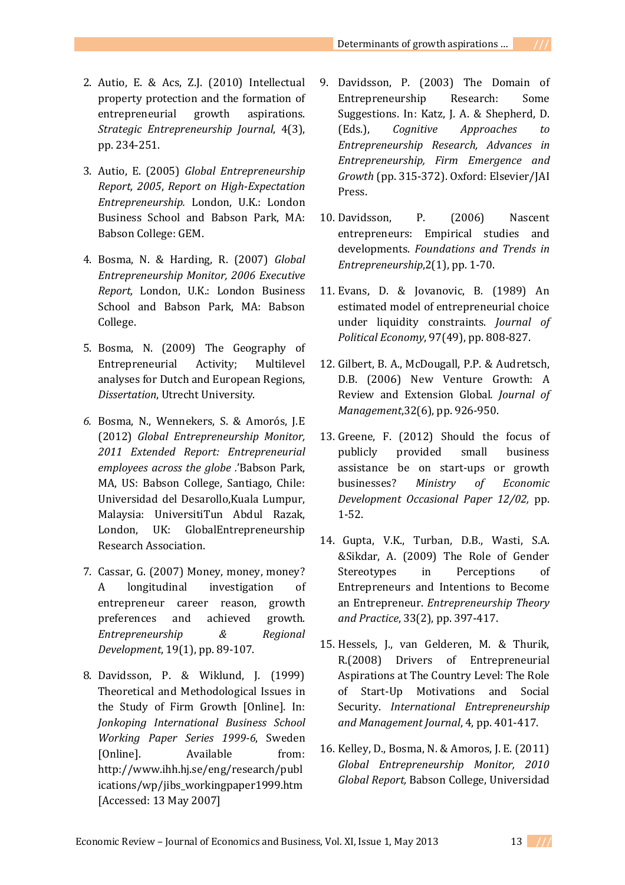2. Autio, E. & Acs, Z.J. (2010) Intellectual property protection and the formation of entrepreneurial growth aspirations. *Strategic Entrepreneurship Journal*, 4(3), pp. 234-251.

3. Autio, E. (2005) *Global Entrepreneurship Report, 2005*, *Report on High-Expectation Entrepreneurship.* London, U.K.: London Business School and Babson Park, MA: Babson College: GEM.

4. Bosma, N. & Harding, R. (2007) *Global Entrepreneurship Monitor, 2006 Executive Report,* London, U.K.: London Business School and Babson Park, MA: Babson College.

5. Bosma, N. (2009) The Geography of Entrepreneurial Activity; Multilevel analyses for Dutch and European Regions, *Dissertation*, Utrecht University.

6. Bosma, N., Wennekers, S. & Amorós, J.E (2012) *Global Entrepreneurship Monitor, 2011 Extended Report: Entrepreneurial employees across the globe .*'Babson Park, MA, US: Babson College, Santiago, Chile: Universidad del Desarollo,Kuala Lumpur, Malaysia: UniversitiTun Abdul Razak, London, UK: GlobalEntrepreneurship Research Association.

7. Cassar, G. (2007) Money, money, money? A longitudinal investigation of entrepreneur career reason, growth preferences and achieved growth. *Entrepreneurship & Regional Development*, 19(1), pp. 89-107.

8. Davidsson, P. & Wiklund, J. (1999) Theoretical and Methodological Issues in the Study of Firm Growth [Online]. In: *Jonkoping International Business School Working Paper Series 1999-6*, Sweden [Online]. Available from: http://www.ihh.hj.se/eng/research/publications/wp/jibs_workingpaper1999.htm [Accessed: 13 May 2007]

9. Davidsson, P. (2003) The Domain of Entrepreneurship Research: Some Suggestions. In: Katz, J. A. & Shepherd, D. (Eds.), *Cognitive Approaches to Entrepreneurship Research, Advances in Entrepreneurship, Firm Emergence and Growth* (pp. 315-372). Oxford: Elsevier/JAI Press.

10. Davidsson, P. (2006) Nascent entrepreneurs: Empirical studies and developments. *Foundations and Trends in Entrepreneurship*,2(1), pp. 1-70.

11. Evans, D. & Jovanovic, B. (1989) An estimated model of entrepreneurial choice under liquidity constraints. *Journal of Political Economy*, 97(49), pp. 808-827.

12. Gilbert, B. A., McDougall, P.P. & Audretsch, D.B. (2006) New Venture Growth: A Review and Extension Global. *Journal of Management*,32(6), pp. 926-950.

13. Greene, F. (2012) Should the focus of publicly provided small business assistance be on start-ups or growth businesses? *Ministry of Economic Development Occasional Paper 12/02,* pp. 1-52.

14. Gupta, V.K., Turban, D.B., Wasti, S.A. &Sikdar, A. (2009) The Role of Gender Stereotypes in Perceptions of Entrepreneurs and Intentions to Become an Entrepreneur. *Entrepreneurship Theory and Practice*, 33(2), pp. 397-417.

15. Hessels, J., van Gelderen, M. & Thurik, R.(2008) Drivers of Entrepreneurial Aspirations at The Country Level: The Role of Start-Up Motivations and Social Security. *International Entrepreneurship and Management Journal*, 4, pp. 401-417.

16. Kelley, D., Bosma, N. & Amoros, J. E. (2011) *Global Entrepreneurship Monitor, 2010 Global Report,* Babson College, Universidad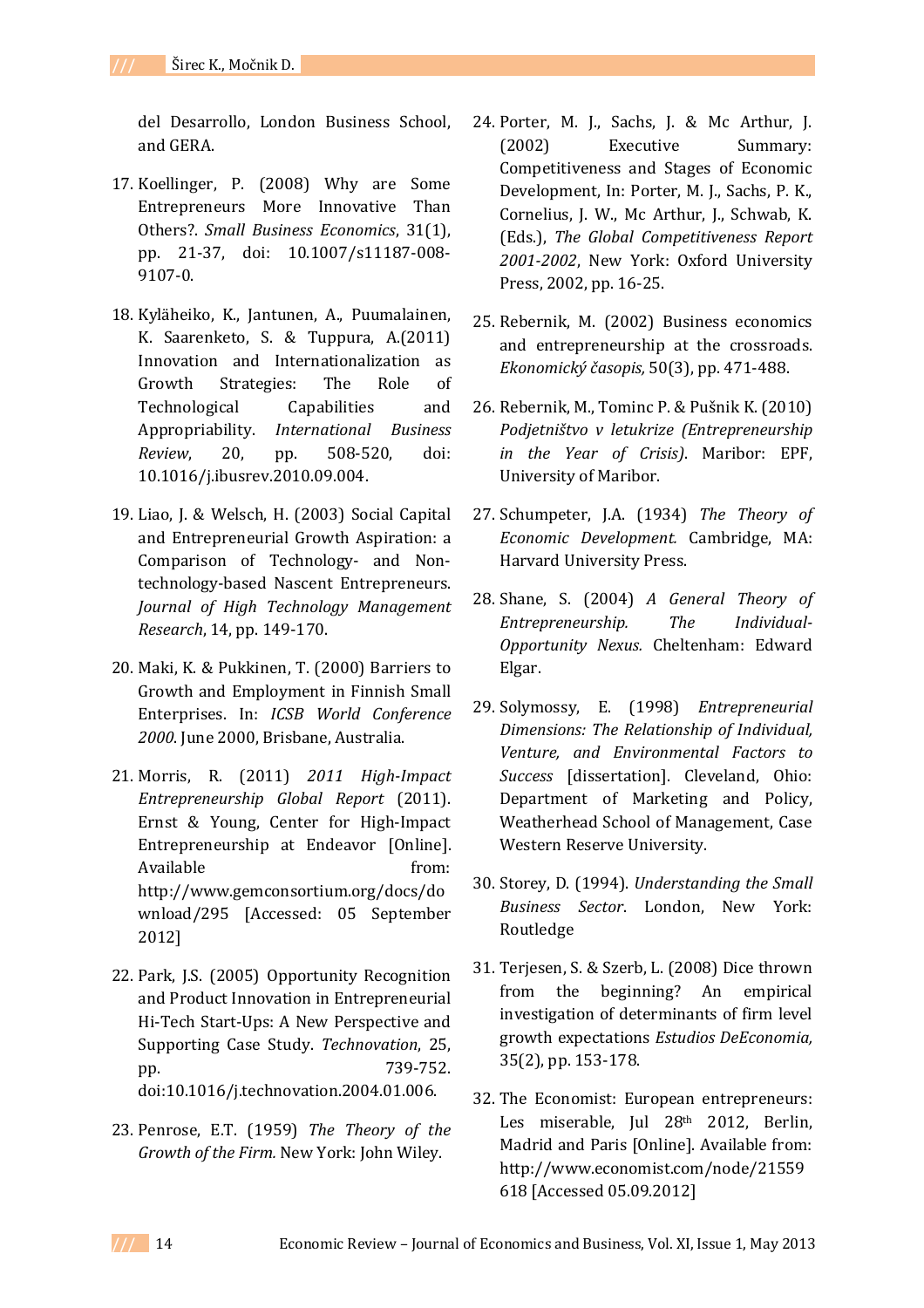del Desarrollo, London Business School, and GERA.

17. Koellinger, P. (2008) Why are Some Entrepreneurs More Innovative Than Others?. *Small Business Economics*, 31(1), pp. 21-37, doi: 10.1007/s11187-008-9107-0.

18. Kyläheiko, K., Jantunen, A., Puumalainen, K. Saarenketo, S. & Tuppura, A.(2011) Innovation and Internationalization as Growth Strategies: The Role of Technological Capabilities and Appropriability. *International Business Review*, 20, pp. 508-520, doi: 10.1016/j.ibusrev.2010.09.004.

19. Liao, J. & Welsch, H. (2003) Social Capital and Entrepreneurial Growth Aspiration: a Comparison of Technology- and Non-technology-based Nascent Entrepreneurs. *Journal of High Technology Management Research*, 14, pp. 149-170.

20. Maki, K. & Pukkinen, T. (2000) Barriers to Growth and Employment in Finnish Small Enterprises. In: *ICSB World Conference 2000*. June 2000, Brisbane, Australia.

21. Morris, R. (2011) *2011 High-Impact Entrepreneurship Global Report* (2011). Ernst & Young, Center for High-Impact Entrepreneurship at Endeavor [Online]. Available from: http://www.gemconsortium.org/docs/download/295 [Accessed: 05 September 2012]

22. Park, J.S. (2005) Opportunity Recognition and Product Innovation in Entrepreneurial Hi-Tech Start-Ups: A New Perspective and Supporting Case Study. *Technovation*, 25, pp. 739-752. doi:10.1016/j.technovation.2004.01.006.

23. Penrose, E.T. (1959) *The Theory of the Growth of the Firm.* New York: John Wiley.

24. Porter, M. J., Sachs, J. & Mc Arthur, J. (2002) Executive Summary: Competitiveness and Stages of Economic Development, In: Porter, M. J., Sachs, P. K., Cornelius, J. W., Mc Arthur, J., Schwab, K. (Eds.), *The Global Competitiveness Report 2001-2002*, New York: Oxford University Press, 2002, pp. 16-25.

25. Rebernik, M. (2002) Business economics and entrepreneurship at the crossroads. *Ekonomický časopis,* 50(3), pp. 471-488.

26. Rebernik, M., Tominc P. & Pušnik K. (2010) *Podjetništvo v letukrize (Entrepreneurship in the Year of Crisis)*. Maribor: EPF, University of Maribor.

27. Schumpeter, J.A. (1934) *The Theory of Economic Development.* Cambridge, MA: Harvard University Press.

28. Shane, S. (2004) *A General Theory of Entrepreneurship. The Individual-Opportunity Nexus.* Cheltenham: Edward Elgar.

29. Solymossy, E. (1998) *Entrepreneurial Dimensions: The Relationship of Individual, Venture, and Environmental Factors to Success* [dissertation]. Cleveland, Ohio: Department of Marketing and Policy, Weatherhead School of Management, Case Western Reserve University.

30. Storey, D. (1994). *Understanding the Small Business Sector*. London, New York: Routledge

31. Terjesen, S. & Szerb, L. (2008) Dice thrown from the beginning? An empirical investigation of determinants of firm level growth expectations *Estudios DeEconomia,* 35(2), pp. 153-178.

32. The Economist: European entrepreneurs: Les miserable, Jul 28th 2012, Berlin, Madrid and Paris [Online]. Available from: http://www.economist.com/node/21559618 [Accessed 05.09.2012]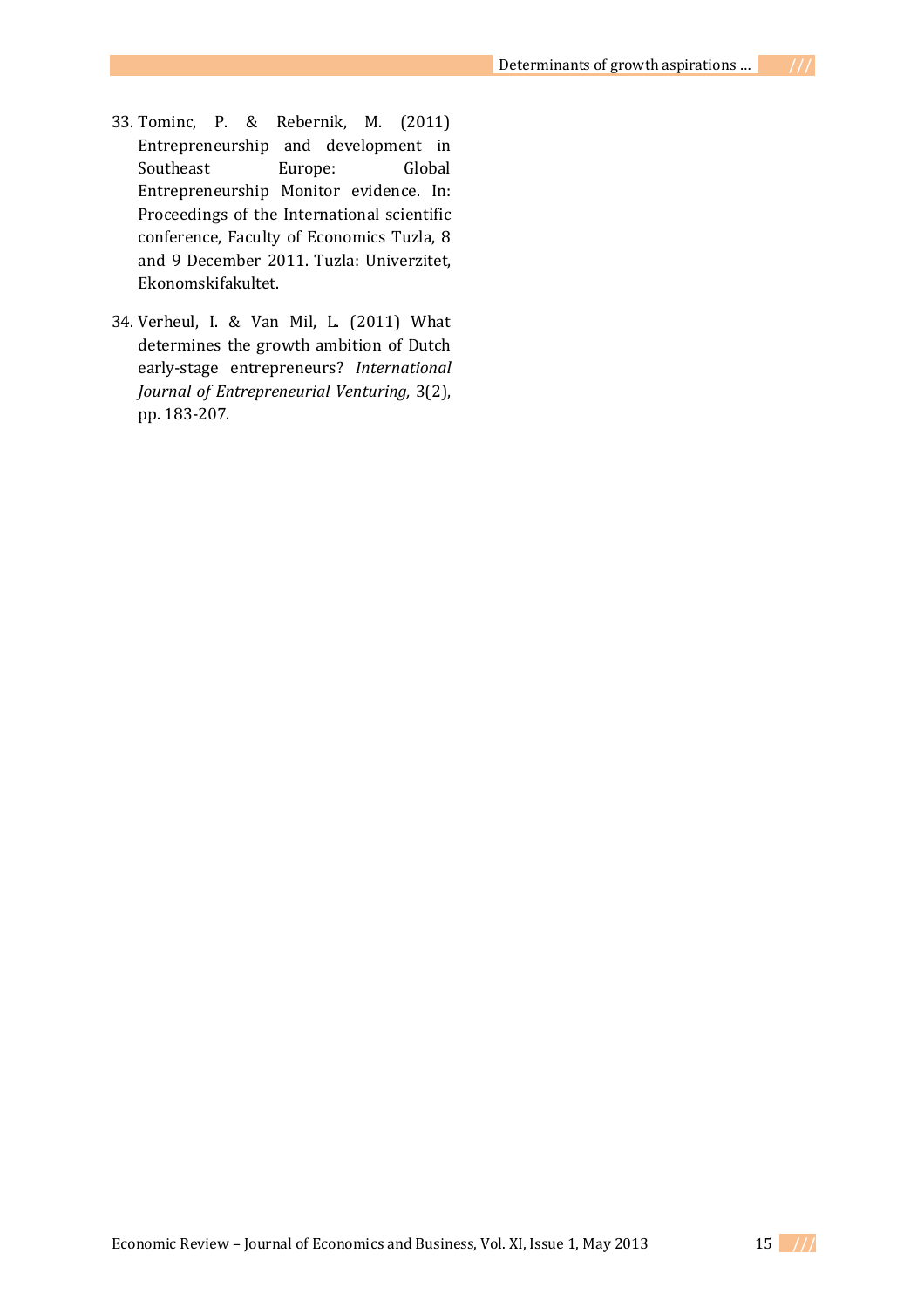33. Tominc, P. & Rebernik, M. (2011) Entrepreneurship and development in Southeast Europe: Global Entrepreneurship Monitor evidence. In: Proceedings of the International scientific conference, Faculty of Economics Tuzla, 8 and 9 December 2011. Tuzla: Univerzitet, Ekonomskifakultet.

34. Verheul, I. & Van Mil, L. (2011) What determines the growth ambition of Dutch early-stage entrepreneurs? *International Journal of Entrepreneurial Venturing,* 3(2), pp. 183-207.